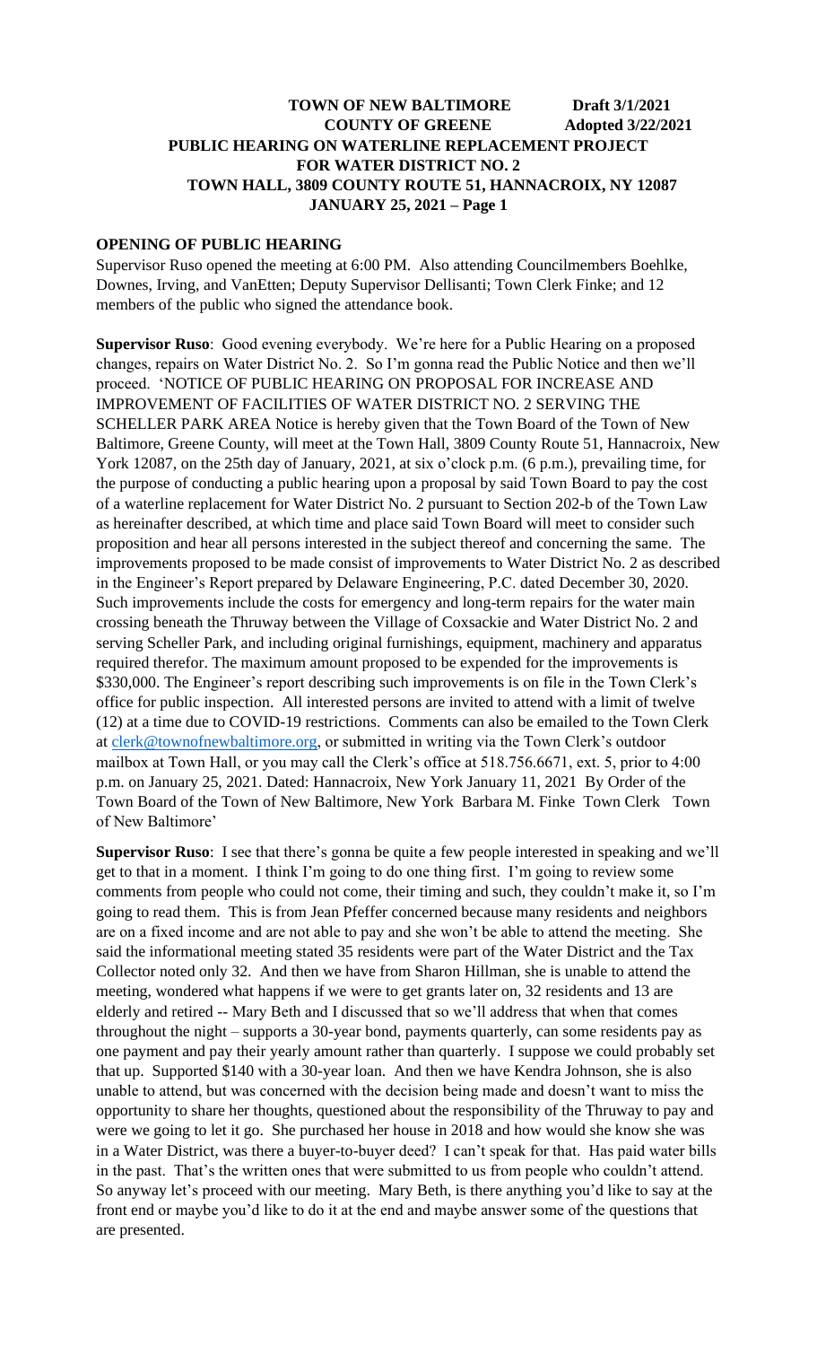**TOWN OF NEW BALTIMORE** Draft 3/1/2021
**COUNTY OF GREENE** Adopted 3/22/2021
**PUBLIC HEARING ON WATERLINE REPLACEMENT PROJECT**
**FOR WATER DISTRICT NO. 2**
**TOWN HALL, 3809 COUNTY ROUTE 51, HANNACROIX, NY 12087**
**JANUARY 25, 2021 – Page 1**

## OPENING OF PUBLIC HEARING

Supervisor Ruso opened the meeting at 6:00 PM. Also attending Councilmembers Boehlke, Downes, Irving, and VanEtten; Deputy Supervisor Dellisanti; Town Clerk Finke; and 12 members of the public who signed the attendance book.

**Supervisor Ruso**: Good evening everybody. We're here for a Public Hearing on a proposed changes, repairs on Water District No. 2. So I'm gonna read the Public Notice and then we'll proceed. 'NOTICE OF PUBLIC HEARING ON PROPOSAL FOR INCREASE AND IMPROVEMENT OF FACILITIES OF WATER DISTRICT NO. 2 SERVING THE SCHELLER PARK AREA Notice is hereby given that the Town Board of the Town of New Baltimore, Greene County, will meet at the Town Hall, 3809 County Route 51, Hannacroix, New York 12087, on the 25th day of January, 2021, at six o'clock p.m. (6 p.m.), prevailing time, for the purpose of conducting a public hearing upon a proposal by said Town Board to pay the cost of a waterline replacement for Water District No. 2 pursuant to Section 202-b of the Town Law as hereinafter described, at which time and place said Town Board will meet to consider such proposition and hear all persons interested in the subject thereof and concerning the same. The improvements proposed to be made consist of improvements to Water District No. 2 as described in the Engineer's Report prepared by Delaware Engineering, P.C. dated December 30, 2020. Such improvements include the costs for emergency and long-term repairs for the water main crossing beneath the Thruway between the Village of Coxsackie and Water District No. 2 and serving Scheller Park, and including original furnishings, equipment, machinery and apparatus required therefor. The maximum amount proposed to be expended for the improvements is $330,000. The Engineer's report describing such improvements is on file in the Town Clerk's office for public inspection. All interested persons are invited to attend with a limit of twelve (12) at a time due to COVID-19 restrictions. Comments can also be emailed to the Town Clerk at clerk@townofnewbaltimore.org, or submitted in writing via the Town Clerk's outdoor mailbox at Town Hall, or you may call the Clerk's office at 518.756.6671, ext. 5, prior to 4:00 p.m. on January 25, 2021. Dated: Hannacroix, New York January 11, 2021 By Order of the Town Board of the Town of New Baltimore, New York Barbara M. Finke Town Clerk Town of New Baltimore'

**Supervisor Ruso**: I see that there's gonna be quite a few people interested in speaking and we'll get to that in a moment. I think I'm going to do one thing first. I'm going to review some comments from people who could not come, their timing and such, they couldn't make it, so I'm going to read them. This is from Jean Pfeffer concerned because many residents and neighbors are on a fixed income and are not able to pay and she won't be able to attend the meeting. She said the informational meeting stated 35 residents were part of the Water District and the Tax Collector noted only 32. And then we have from Sharon Hillman, she is unable to attend the meeting, wondered what happens if we were to get grants later on, 32 residents and 13 are elderly and retired -- Mary Beth and I discussed that so we'll address that when that comes throughout the night – supports a 30-year bond, payments quarterly, can some residents pay as one payment and pay their yearly amount rather than quarterly. I suppose we could probably set that up. Supported $140 with a 30-year loan. And then we have Kendra Johnson, she is also unable to attend, but was concerned with the decision being made and doesn't want to miss the opportunity to share her thoughts, questioned about the responsibility of the Thruway to pay and were we going to let it go. She purchased her house in 2018 and how would she know she was in a Water District, was there a buyer-to-buyer deed? I can't speak for that. Has paid water bills in the past. That's the written ones that were submitted to us from people who couldn't attend. So anyway let's proceed with our meeting. Mary Beth, is there anything you'd like to say at the front end or maybe you'd like to do it at the end and maybe answer some of the questions that are presented.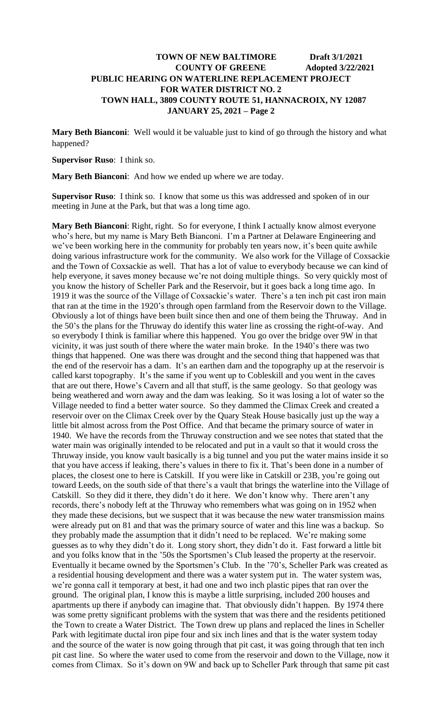**Mary Beth Bianconi**: Well would it be valuable just to kind of go through the history and what happened?

**Supervisor Ruso**: I think so.

**Mary Beth Bianconi**: And how we ended up where we are today.

**Supervisor Ruso**: I think so. I know that some us this was addressed and spoken of in our meeting in June at the Park, but that was a long time ago.

**Mary Beth Bianconi**: Right, right. So for everyone, I think I actually know almost everyone who's here, but my name is Mary Beth Bianconi. I'm a Partner at Delaware Engineering and we've been working here in the community for probably ten years now, it's been quite awhile doing various infrastructure work for the community. We also work for the Village of Coxsackie and the Town of Coxsackie as well. That has a lot of value to everybody because we can kind of help everyone, it saves money because we're not doing multiple things. So very quickly most of you know the history of Scheller Park and the Reservoir, but it goes back a long time ago. In 1919 it was the source of the Village of Coxsackie's water. There's a ten inch pit cast iron main that ran at the time in the 1920's through open farmland from the Reservoir down to the Village. Obviously a lot of things have been built since then and one of them being the Thruway. And in the 50's the plans for the Thruway do identify this water line as crossing the right-of-way. And so everybody I think is familiar where this happened. You go over the bridge over 9W in that vicinity, it was just south of there where the water main broke. In the 1940's there was two things that happened. One was there was drought and the second thing that happened was that the end of the reservoir has a dam. It's an earthen dam and the topography up at the reservoir is called karst topography. It's the same if you went up to Cobleskill and you went in the caves that are out there, Howe's Cavern and all that stuff, is the same geology. So that geology was being weathered and worn away and the dam was leaking. So it was losing a lot of water so the Village needed to find a better water source. So they dammed the Climax Creek and created a reservoir over on the Climax Creek over by the Quary Steak House basically just up the way a little bit almost across from the Post Office. And that became the primary source of water in 1940. We have the records from the Thruway construction and we see notes that stated that the water main was originally intended to be relocated and put in a vault so that it would cross the Thruway inside, you know vault basically is a big tunnel and you put the water mains inside it so that you have access if leaking, there's values in there to fix it. That's been done in a number of places, the closest one to here is Catskill. If you were like in Catskill or 23B, you're going out toward Leeds, on the south side of that there's a vault that brings the waterline into the Village of Catskill. So they did it there, they didn't do it here. We don't know why. There aren't any records, there's nobody left at the Thruway who remembers what was going on in 1952 when they made these decisions, but we suspect that it was because the new water transmission mains were already put on 81 and that was the primary source of water and this line was a backup. So they probably made the assumption that it didn't need to be replaced. We're making some guesses as to why they didn't do it. Long story short, they didn't do it. Fast forward a little bit and you folks know that in the '50s the Sportsmen's Club leased the property at the reservoir. Eventually it became owned by the Sportsmen's Club. In the '70's, Scheller Park was created as a residential housing development and there was a water system put in. The water system was, we're gonna call it temporary at best, it had one and two inch plastic pipes that ran over the ground. The original plan, I know this is maybe a little surprising, included 200 houses and apartments up there if anybody can imagine that. That obviously didn't happen. By 1974 there was some pretty significant problems with the system that was there and the residents petitioned the Town to create a Water District. The Town drew up plans and replaced the lines in Scheller Park with legitimate ductal iron pipe four and six inch lines and that is the water system today and the source of the water is now going through that pit cast, it was going through that ten inch pit cast line. So where the water used to come from the reservoir and down to the Village, now it comes from Climax. So it's down on 9W and back up to Scheller Park through that same pit cast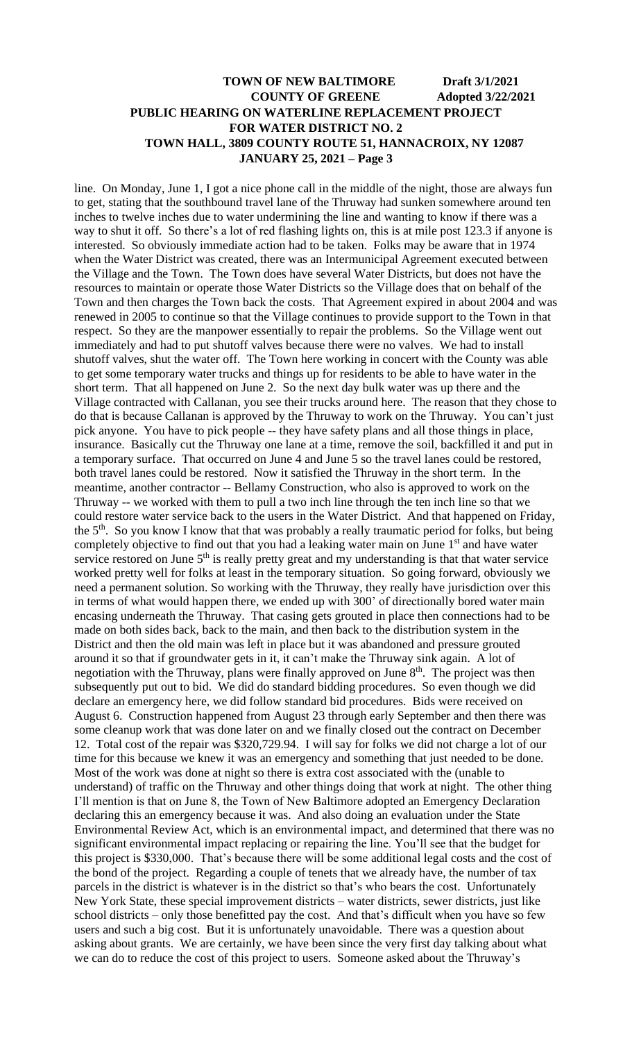line. On Monday, June 1, I got a nice phone call in the middle of the night, those are always fun to get, stating that the southbound travel lane of the Thruway had sunken somewhere around ten inches to twelve inches due to water undermining the line and wanting to know if there was a way to shut it off. So there's a lot of red flashing lights on, this is at mile post 123.3 if anyone is interested. So obviously immediate action had to be taken. Folks may be aware that in 1974 when the Water District was created, there was an Intermunicipal Agreement executed between the Village and the Town. The Town does have several Water Districts, but does not have the resources to maintain or operate those Water Districts so the Village does that on behalf of the Town and then charges the Town back the costs. That Agreement expired in about 2004 and was renewed in 2005 to continue so that the Village continues to provide support to the Town in that respect. So they are the manpower essentially to repair the problems. So the Village went out immediately and had to put shutoff valves because there were no valves. We had to install shutoff valves, shut the water off. The Town here working in concert with the County was able to get some temporary water trucks and things up for residents to be able to have water in the short term. That all happened on June 2. So the next day bulk water was up there and the Village contracted with Callanan, you see their trucks around here. The reason that they chose to do that is because Callanan is approved by the Thruway to work on the Thruway. You can't just pick anyone. You have to pick people -- they have safety plans and all those things in place, insurance. Basically cut the Thruway one lane at a time, remove the soil, backfilled it and put in a temporary surface. That occurred on June 4 and June 5 so the travel lanes could be restored, both travel lanes could be restored. Now it satisfied the Thruway in the short term. In the meantime, another contractor -- Bellamy Construction, who also is approved to work on the Thruway -- we worked with them to pull a two inch line through the ten inch line so that we could restore water service back to the users in the Water District. And that happened on Friday, the 5th. So you know I know that that was probably a really traumatic period for folks, but being completely objective to find out that you had a leaking water main on June 1st and have water service restored on June 5th is really pretty great and my understanding is that that water service worked pretty well for folks at least in the temporary situation. So going forward, obviously we need a permanent solution. So working with the Thruway, they really have jurisdiction over this in terms of what would happen there, we ended up with 300' of directionally bored water main encasing underneath the Thruway. That casing gets grouted in place then connections had to be made on both sides back, back to the main, and then back to the distribution system in the District and then the old main was left in place but it was abandoned and pressure grouted around it so that if groundwater gets in it, it can't make the Thruway sink again. A lot of negotiation with the Thruway, plans were finally approved on June 8th. The project was then subsequently put out to bid. We did do standard bidding procedures. So even though we did declare an emergency here, we did follow standard bid procedures. Bids were received on August 6. Construction happened from August 23 through early September and then there was some cleanup work that was done later on and we finally closed out the contract on December 12. Total cost of the repair was $320,729.94. I will say for folks we did not charge a lot of our time for this because we knew it was an emergency and something that just needed to be done. Most of the work was done at night so there is extra cost associated with the (unable to understand) of traffic on the Thruway and other things doing that work at night. The other thing I'll mention is that on June 8, the Town of New Baltimore adopted an Emergency Declaration declaring this an emergency because it was. And also doing an evaluation under the State Environmental Review Act, which is an environmental impact, and determined that there was no significant environmental impact replacing or repairing the line. You'll see that the budget for this project is $330,000. That's because there will be some additional legal costs and the cost of the bond of the project. Regarding a couple of tenets that we already have, the number of tax parcels in the district is whatever is in the district so that's who bears the cost. Unfortunately New York State, these special improvement districts – water districts, sewer districts, just like school districts – only those benefitted pay the cost. And that's difficult when you have so few users and such a big cost. But it is unfortunately unavoidable. There was a question about asking about grants. We are certainly, we have been since the very first day talking about what we can do to reduce the cost of this project to users. Someone asked about the Thruway's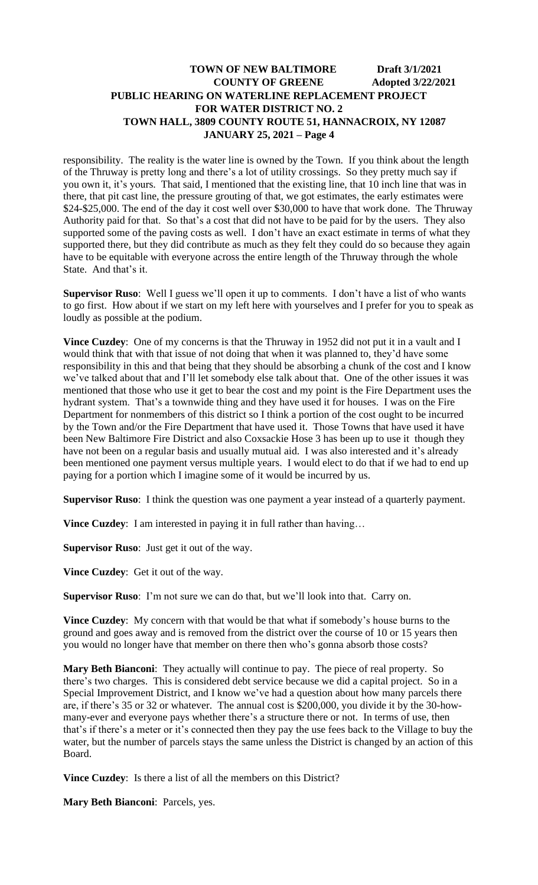responsibility. The reality is the water line is owned by the Town. If you think about the length of the Thruway is pretty long and there's a lot of utility crossings. So they pretty much say if you own it, it's yours. That said, I mentioned that the existing line, that 10 inch line that was in there, that pit cast line, the pressure grouting of that, we got estimates, the early estimates were $24-$25,000. The end of the day it cost well over $30,000 to have that work done. The Thruway Authority paid for that. So that's a cost that did not have to be paid for by the users. They also supported some of the paving costs as well. I don't have an exact estimate in terms of what they supported there, but they did contribute as much as they felt they could do so because they again have to be equitable with everyone across the entire length of the Thruway through the whole State. And that's it.

**Supervisor Ruso**: Well I guess we'll open it up to comments. I don't have a list of who wants to go first. How about if we start on my left here with yourselves and I prefer for you to speak as loudly as possible at the podium.

**Vince Cuzdey**: One of my concerns is that the Thruway in 1952 did not put it in a vault and I would think that with that issue of not doing that when it was planned to, they'd have some responsibility in this and that being that they should be absorbing a chunk of the cost and I know we've talked about that and I'll let somebody else talk about that. One of the other issues it was mentioned that those who use it get to bear the cost and my point is the Fire Department uses the hydrant system. That's a townwide thing and they have used it for houses. I was on the Fire Department for nonmembers of this district so I think a portion of the cost ought to be incurred by the Town and/or the Fire Department that have used it. Those Towns that have used it have been New Baltimore Fire District and also Coxsackie Hose 3 has been up to use it though they have not been on a regular basis and usually mutual aid. I was also interested and it's already been mentioned one payment versus multiple years. I would elect to do that if we had to end up paying for a portion which I imagine some of it would be incurred by us.

**Supervisor Ruso**: I think the question was one payment a year instead of a quarterly payment.

**Vince Cuzdey**: I am interested in paying it in full rather than having…

**Supervisor Ruso**: Just get it out of the way.

**Vince Cuzdey**: Get it out of the way.

**Supervisor Ruso**: I'm not sure we can do that, but we'll look into that. Carry on.

**Vince Cuzdey**: My concern with that would be that what if somebody's house burns to the ground and goes away and is removed from the district over the course of 10 or 15 years then you would no longer have that member on there then who's gonna absorb those costs?

**Mary Beth Bianconi**: They actually will continue to pay. The piece of real property. So there's two charges. This is considered debt service because we did a capital project. So in a Special Improvement District, and I know we've had a question about how many parcels there are, if there's 35 or 32 or whatever. The annual cost is $200,000, you divide it by the 30-how-many-ever and everyone pays whether there's a structure there or not. In terms of use, then that's if there's a meter or it's connected then they pay the use fees back to the Village to buy the water, but the number of parcels stays the same unless the District is changed by an action of this Board.

**Vince Cuzdey**: Is there a list of all the members on this District?

**Mary Beth Bianconi**: Parcels, yes.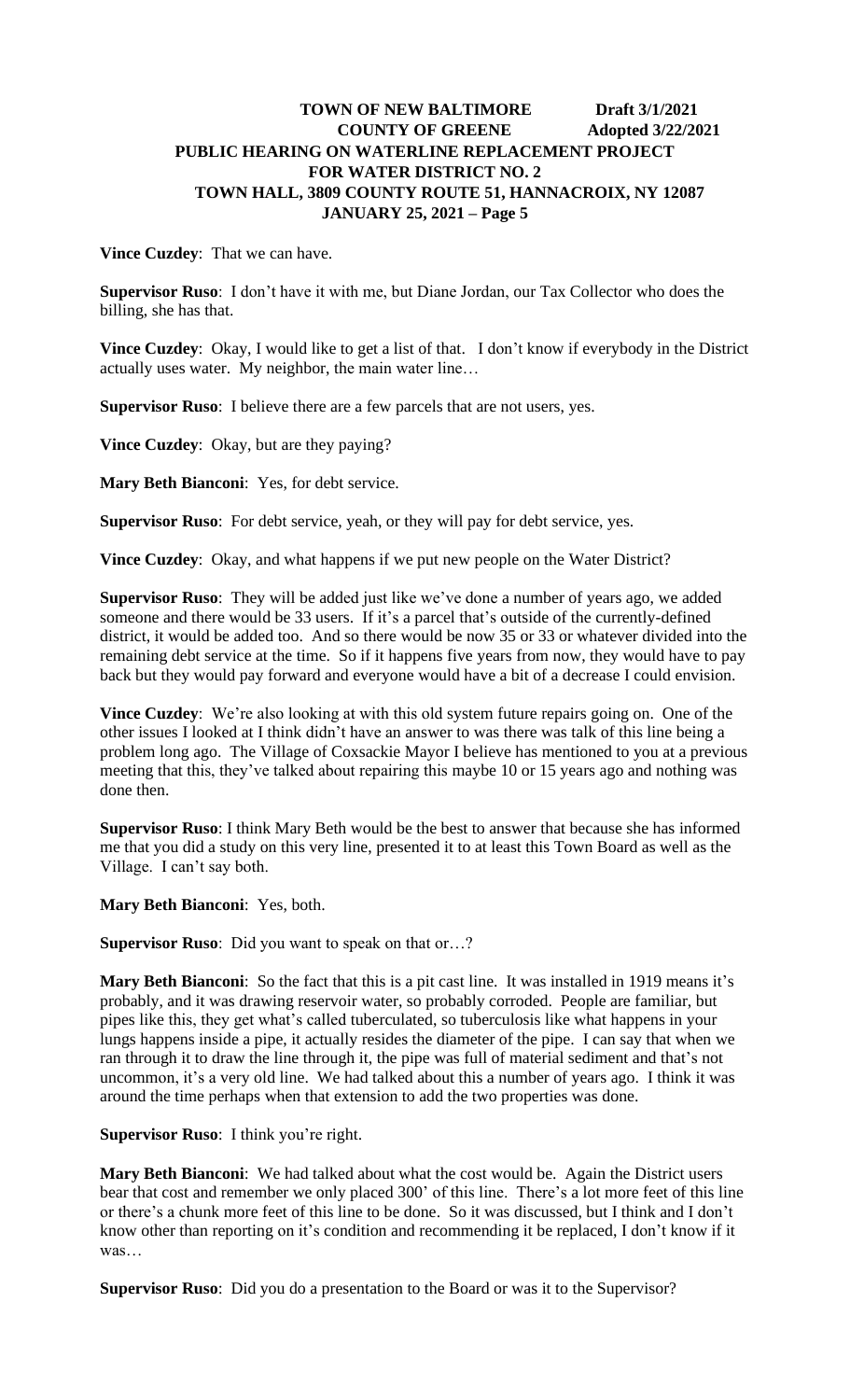**Vince Cuzdey**: That we can have.

**Supervisor Ruso**: I don't have it with me, but Diane Jordan, our Tax Collector who does the billing, she has that.

**Vince Cuzdey**: Okay, I would like to get a list of that. I don't know if everybody in the District actually uses water. My neighbor, the main water line…

**Supervisor Ruso**: I believe there are a few parcels that are not users, yes.

**Vince Cuzdey**: Okay, but are they paying?

**Mary Beth Bianconi**: Yes, for debt service.

**Supervisor Ruso**: For debt service, yeah, or they will pay for debt service, yes.

**Vince Cuzdey**: Okay, and what happens if we put new people on the Water District?

**Supervisor Ruso**: They will be added just like we've done a number of years ago, we added someone and there would be 33 users. If it's a parcel that's outside of the currently-defined district, it would be added too. And so there would be now 35 or 33 or whatever divided into the remaining debt service at the time. So if it happens five years from now, they would have to pay back but they would pay forward and everyone would have a bit of a decrease I could envision.

**Vince Cuzdey**: We're also looking at with this old system future repairs going on. One of the other issues I looked at I think didn't have an answer to was there was talk of this line being a problem long ago. The Village of Coxsackie Mayor I believe has mentioned to you at a previous meeting that this, they've talked about repairing this maybe 10 or 15 years ago and nothing was done then.

**Supervisor Ruso**: I think Mary Beth would be the best to answer that because she has informed me that you did a study on this very line, presented it to at least this Town Board as well as the Village. I can't say both.

**Mary Beth Bianconi**: Yes, both.

**Supervisor Ruso**: Did you want to speak on that or…?

**Mary Beth Bianconi**: So the fact that this is a pit cast line. It was installed in 1919 means it's probably, and it was drawing reservoir water, so probably corroded. People are familiar, but pipes like this, they get what's called tuberculated, so tuberculosis like what happens in your lungs happens inside a pipe, it actually resides the diameter of the pipe. I can say that when we ran through it to draw the line through it, the pipe was full of material sediment and that's not uncommon, it's a very old line. We had talked about this a number of years ago. I think it was around the time perhaps when that extension to add the two properties was done.

**Supervisor Ruso**: I think you're right.

**Mary Beth Bianconi**: We had talked about what the cost would be. Again the District users bear that cost and remember we only placed 300' of this line. There's a lot more feet of this line or there's a chunk more feet of this line to be done. So it was discussed, but I think and I don't know other than reporting on it's condition and recommending it be replaced, I don't know if it was…

**Supervisor Ruso**: Did you do a presentation to the Board or was it to the Supervisor?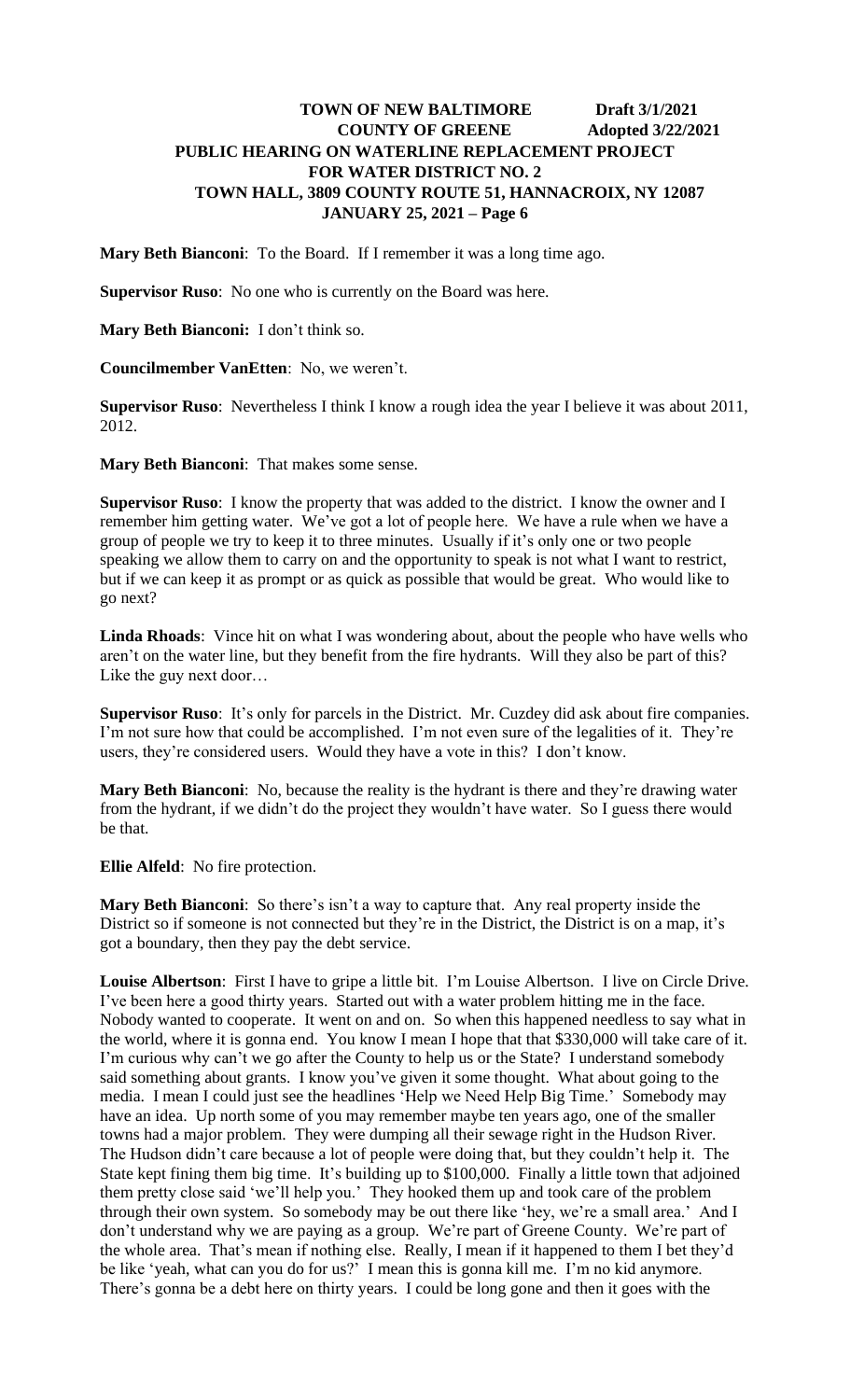**Mary Beth Bianconi**: To the Board. If I remember it was a long time ago.

**Supervisor Ruso**: No one who is currently on the Board was here.

**Mary Beth Bianconi:** I don't think so.

**Councilmember VanEtten**: No, we weren't.

**Supervisor Ruso**: Nevertheless I think I know a rough idea the year I believe it was about 2011, 2012.

**Mary Beth Bianconi**: That makes some sense.

**Supervisor Ruso**: I know the property that was added to the district. I know the owner and I remember him getting water. We've got a lot of people here. We have a rule when we have a group of people we try to keep it to three minutes. Usually if it's only one or two people speaking we allow them to carry on and the opportunity to speak is not what I want to restrict, but if we can keep it as prompt or as quick as possible that would be great. Who would like to go next?

**Linda Rhoads**: Vince hit on what I was wondering about, about the people who have wells who aren't on the water line, but they benefit from the fire hydrants. Will they also be part of this? Like the guy next door…

**Supervisor Ruso**: It's only for parcels in the District. Mr. Cuzdey did ask about fire companies. I'm not sure how that could be accomplished. I'm not even sure of the legalities of it. They're users, they're considered users. Would they have a vote in this? I don't know.

**Mary Beth Bianconi**: No, because the reality is the hydrant is there and they're drawing water from the hydrant, if we didn't do the project they wouldn't have water. So I guess there would be that.

**Ellie Alfeld**: No fire protection.

**Mary Beth Bianconi**: So there's isn't a way to capture that. Any real property inside the District so if someone is not connected but they're in the District, the District is on a map, it's got a boundary, then they pay the debt service.

**Louise Albertson**: First I have to gripe a little bit. I'm Louise Albertson. I live on Circle Drive. I've been here a good thirty years. Started out with a water problem hitting me in the face. Nobody wanted to cooperate. It went on and on. So when this happened needless to say what in the world, where it is gonna end. You know I mean I hope that that $330,000 will take care of it. I'm curious why can't we go after the County to help us or the State? I understand somebody said something about grants. I know you've given it some thought. What about going to the media. I mean I could just see the headlines 'Help we Need Help Big Time.' Somebody may have an idea. Up north some of you may remember maybe ten years ago, one of the smaller towns had a major problem. They were dumping all their sewage right in the Hudson River. The Hudson didn't care because a lot of people were doing that, but they couldn't help it. The State kept fining them big time. It's building up to $100,000. Finally a little town that adjoined them pretty close said 'we'll help you.' They hooked them up and took care of the problem through their own system. So somebody may be out there like 'hey, we're a small area.' And I don't understand why we are paying as a group. We're part of Greene County. We're part of the whole area. That's mean if nothing else. Really, I mean if it happened to them I bet they'd be like 'yeah, what can you do for us?' I mean this is gonna kill me. I'm no kid anymore. There's gonna be a debt here on thirty years. I could be long gone and then it goes with the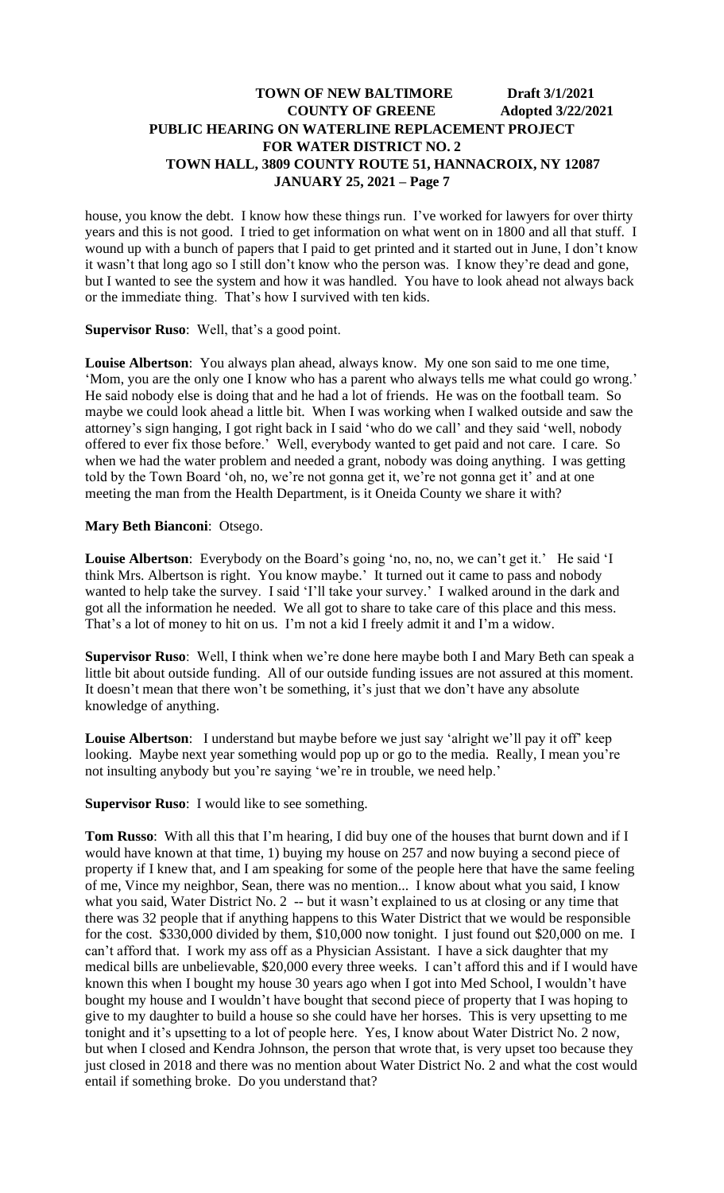house, you know the debt. I know how these things run. I've worked for lawyers for over thirty years and this is not good. I tried to get information on what went on in 1800 and all that stuff. I wound up with a bunch of papers that I paid to get printed and it started out in June, I don't know it wasn't that long ago so I still don't know who the person was. I know they're dead and gone, but I wanted to see the system and how it was handled. You have to look ahead not always back or the immediate thing. That's how I survived with ten kids.

**Supervisor Ruso**: Well, that's a good point.

**Louise Albertson**: You always plan ahead, always know. My one son said to me one time, 'Mom, you are the only one I know who has a parent who always tells me what could go wrong.' He said nobody else is doing that and he had a lot of friends. He was on the football team. So maybe we could look ahead a little bit. When I was working when I walked outside and saw the attorney's sign hanging, I got right back in I said 'who do we call' and they said 'well, nobody offered to ever fix those before.' Well, everybody wanted to get paid and not care. I care. So when we had the water problem and needed a grant, nobody was doing anything. I was getting told by the Town Board 'oh, no, we're not gonna get it, we're not gonna get it' and at one meeting the man from the Health Department, is it Oneida County we share it with?

**Mary Beth Bianconi**: Otsego.

**Louise Albertson**: Everybody on the Board's going 'no, no, no, we can't get it.' He said 'I think Mrs. Albertson is right. You know maybe.' It turned out it came to pass and nobody wanted to help take the survey. I said 'I'll take your survey.' I walked around in the dark and got all the information he needed. We all got to share to take care of this place and this mess. That's a lot of money to hit on us. I'm not a kid I freely admit it and I'm a widow.

**Supervisor Ruso**: Well, I think when we're done here maybe both I and Mary Beth can speak a little bit about outside funding. All of our outside funding issues are not assured at this moment. It doesn't mean that there won't be something, it's just that we don't have any absolute knowledge of anything.

**Louise Albertson**: I understand but maybe before we just say 'alright we'll pay it off' keep looking. Maybe next year something would pop up or go to the media. Really, I mean you're not insulting anybody but you're saying 'we're in trouble, we need help.'

**Supervisor Ruso**: I would like to see something.

**Tom Russo**: With all this that I'm hearing, I did buy one of the houses that burnt down and if I would have known at that time, 1) buying my house on 257 and now buying a second piece of property if I knew that, and I am speaking for some of the people here that have the same feeling of me, Vince my neighbor, Sean, there was no mention... I know about what you said, I know what you said, Water District No. 2 -- but it wasn't explained to us at closing or any time that there was 32 people that if anything happens to this Water District that we would be responsible for the cost. $330,000 divided by them, $10,000 now tonight. I just found out $20,000 on me. I can't afford that. I work my ass off as a Physician Assistant. I have a sick daughter that my medical bills are unbelievable, $20,000 every three weeks. I can't afford this and if I would have known this when I bought my house 30 years ago when I got into Med School, I wouldn't have bought my house and I wouldn't have bought that second piece of property that I was hoping to give to my daughter to build a house so she could have her horses. This is very upsetting to me tonight and it's upsetting to a lot of people here. Yes, I know about Water District No. 2 now, but when I closed and Kendra Johnson, the person that wrote that, is very upset too because they just closed in 2018 and there was no mention about Water District No. 2 and what the cost would entail if something broke. Do you understand that?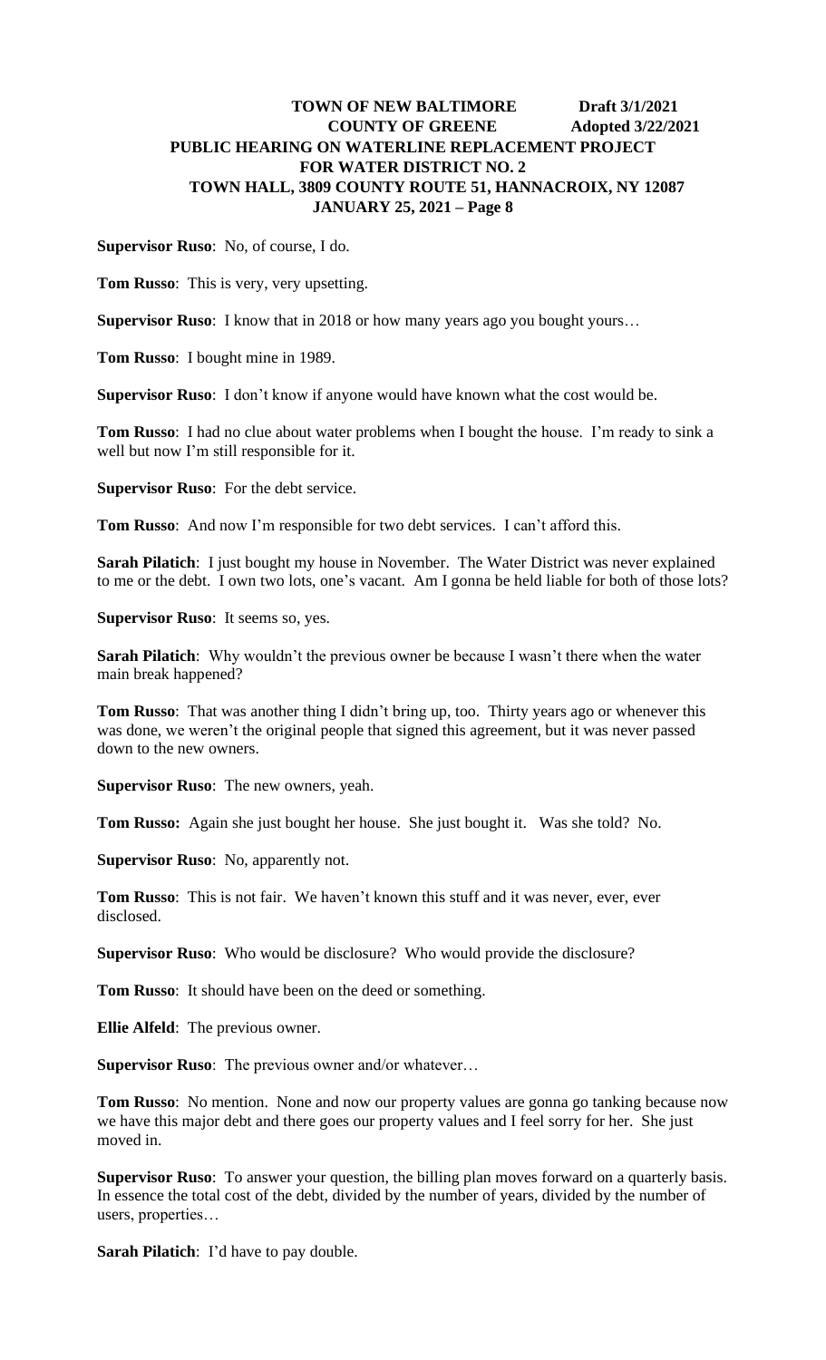**Supervisor Ruso**: No, of course, I do.

**Tom Russo**: This is very, very upsetting.

**Supervisor Ruso**: I know that in 2018 or how many years ago you bought yours…

**Tom Russo**: I bought mine in 1989.

**Supervisor Ruso**: I don't know if anyone would have known what the cost would be.

**Tom Russo**: I had no clue about water problems when I bought the house. I'm ready to sink a well but now I'm still responsible for it.

**Supervisor Ruso**: For the debt service.

**Tom Russo**: And now I'm responsible for two debt services. I can't afford this.

**Sarah Pilatich**: I just bought my house in November. The Water District was never explained to me or the debt. I own two lots, one's vacant. Am I gonna be held liable for both of those lots?

**Supervisor Ruso**: It seems so, yes.

**Sarah Pilatich**: Why wouldn't the previous owner be because I wasn't there when the water main break happened?

**Tom Russo**: That was another thing I didn't bring up, too. Thirty years ago or whenever this was done, we weren't the original people that signed this agreement, but it was never passed down to the new owners.

**Supervisor Ruso**: The new owners, yeah.

**Tom Russo:** Again she just bought her house. She just bought it. Was she told? No.

**Supervisor Ruso**: No, apparently not.

**Tom Russo**: This is not fair. We haven't known this stuff and it was never, ever, ever disclosed.

**Supervisor Ruso**: Who would be disclosure? Who would provide the disclosure?

**Tom Russo**: It should have been on the deed or something.

**Ellie Alfeld**: The previous owner.

**Supervisor Ruso**: The previous owner and/or whatever…

**Tom Russo**: No mention. None and now our property values are gonna go tanking because now we have this major debt and there goes our property values and I feel sorry for her. She just moved in.

**Supervisor Ruso**: To answer your question, the billing plan moves forward on a quarterly basis. In essence the total cost of the debt, divided by the number of years, divided by the number of users, properties…

**Sarah Pilatich**: I'd have to pay double.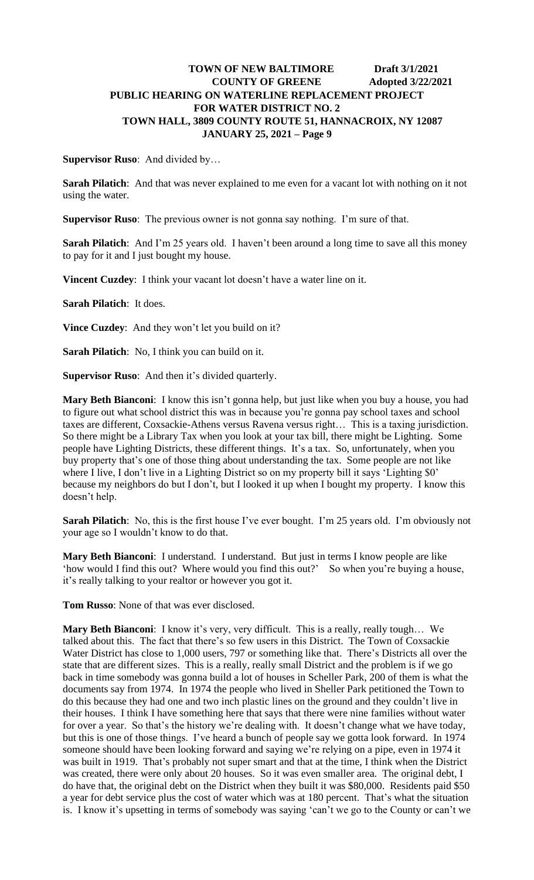**Supervisor Ruso**: And divided by…

**Sarah Pilatich**: And that was never explained to me even for a vacant lot with nothing on it not using the water.

**Supervisor Ruso**: The previous owner is not gonna say nothing. I'm sure of that.

**Sarah Pilatich**: And I'm 25 years old. I haven't been around a long time to save all this money to pay for it and I just bought my house.

**Vincent Cuzdey**: I think your vacant lot doesn't have a water line on it.

**Sarah Pilatich**: It does.

**Vince Cuzdey**: And they won't let you build on it?

**Sarah Pilatich**: No, I think you can build on it.

**Supervisor Ruso**: And then it's divided quarterly.

**Mary Beth Bianconi**: I know this isn't gonna help, but just like when you buy a house, you had to figure out what school district this was in because you're gonna pay school taxes and school taxes are different, Coxsackie-Athens versus Ravena versus right… This is a taxing jurisdiction. So there might be a Library Tax when you look at your tax bill, there might be Lighting. Some people have Lighting Districts, these different things. It's a tax. So, unfortunately, when you buy property that's one of those thing about understanding the tax. Some people are not like where I live, I don't live in a Lighting District so on my property bill it says 'Lighting $0' because my neighbors do but I don't, but I looked it up when I bought my property. I know this doesn't help.

**Sarah Pilatich**: No, this is the first house I've ever bought. I'm 25 years old. I'm obviously not your age so I wouldn't know to do that.

**Mary Beth Bianconi**: I understand. I understand. But just in terms I know people are like 'how would I find this out? Where would you find this out?' So when you're buying a house, it's really talking to your realtor or however you got it.

**Tom Russo**: None of that was ever disclosed.

**Mary Beth Bianconi**: I know it's very, very difficult. This is a really, really tough… We talked about this. The fact that there's so few users in this District. The Town of Coxsackie Water District has close to 1,000 users, 797 or something like that. There's Districts all over the state that are different sizes. This is a really, really small District and the problem is if we go back in time somebody was gonna build a lot of houses in Scheller Park, 200 of them is what the documents say from 1974. In 1974 the people who lived in Sheller Park petitioned the Town to do this because they had one and two inch plastic lines on the ground and they couldn't live in their houses. I think I have something here that says that there were nine families without water for over a year. So that's the history we're dealing with. It doesn't change what we have today, but this is one of those things. I've heard a bunch of people say we gotta look forward. In 1974 someone should have been looking forward and saying we're relying on a pipe, even in 1974 it was built in 1919. That's probably not super smart and that at the time, I think when the District was created, there were only about 20 houses. So it was even smaller area. The original debt, I do have that, the original debt on the District when they built it was $80,000. Residents paid $50 a year for debt service plus the cost of water which was at 180 percent. That's what the situation is. I know it's upsetting in terms of somebody was saying 'can't we go to the County or can't we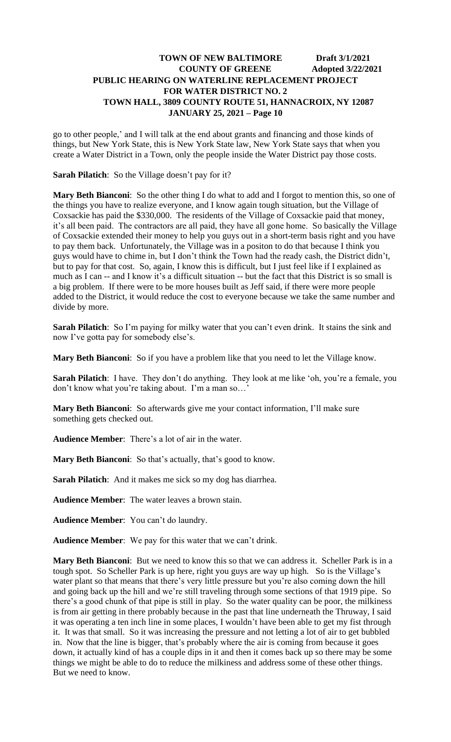go to other people,' and I will talk at the end about grants and financing and those kinds of things, but New York State, this is New York State law, New York State says that when you create a Water District in a Town, only the people inside the Water District pay those costs.

**Sarah Pilatich**: So the Village doesn't pay for it?

**Mary Beth Bianconi**: So the other thing I do what to add and I forgot to mention this, so one of the things you have to realize everyone, and I know again tough situation, but the Village of Coxsackie has paid the $330,000. The residents of the Village of Coxsackie paid that money, it's all been paid. The contractors are all paid, they have all gone home. So basically the Village of Coxsackie extended their money to help you guys out in a short-term basis right and you have to pay them back. Unfortunately, the Village was in a positon to do that because I think you guys would have to chime in, but I don't think the Town had the ready cash, the District didn't, but to pay for that cost. So, again, I know this is difficult, but I just feel like if I explained as much as I can -- and I know it's a difficult situation -- but the fact that this District is so small is a big problem. If there were to be more houses built as Jeff said, if there were more people added to the District, it would reduce the cost to everyone because we take the same number and divide by more.

**Sarah Pilatich**: So I'm paying for milky water that you can't even drink. It stains the sink and now I've gotta pay for somebody else's.

**Mary Beth Bianconi**: So if you have a problem like that you need to let the Village know.

**Sarah Pilatich**: I have. They don't do anything. They look at me like 'oh, you're a female, you don't know what you're taking about. I'm a man so…'

**Mary Beth Bianconi**: So afterwards give me your contact information, I'll make sure something gets checked out.

**Audience Member**: There's a lot of air in the water.

**Mary Beth Bianconi**: So that's actually, that's good to know.

**Sarah Pilatich**: And it makes me sick so my dog has diarrhea.

**Audience Member**: The water leaves a brown stain.

**Audience Member**: You can't do laundry.

**Audience Member**: We pay for this water that we can't drink.

**Mary Beth Bianconi**: But we need to know this so that we can address it. Scheller Park is in a tough spot. So Scheller Park is up here, right you guys are way up high. So is the Village's water plant so that means that there's very little pressure but you're also coming down the hill and going back up the hill and we're still traveling through some sections of that 1919 pipe. So there's a good chunk of that pipe is still in play. So the water quality can be poor, the milkiness is from air getting in there probably because in the past that line underneath the Thruway, I said it was operating a ten inch line in some places, I wouldn't have been able to get my fist through it. It was that small. So it was increasing the pressure and not letting a lot of air to get bubbled in. Now that the line is bigger, that's probably where the air is coming from because it goes down, it actually kind of has a couple dips in it and then it comes back up so there may be some things we might be able to do to reduce the milkiness and address some of these other things. But we need to know.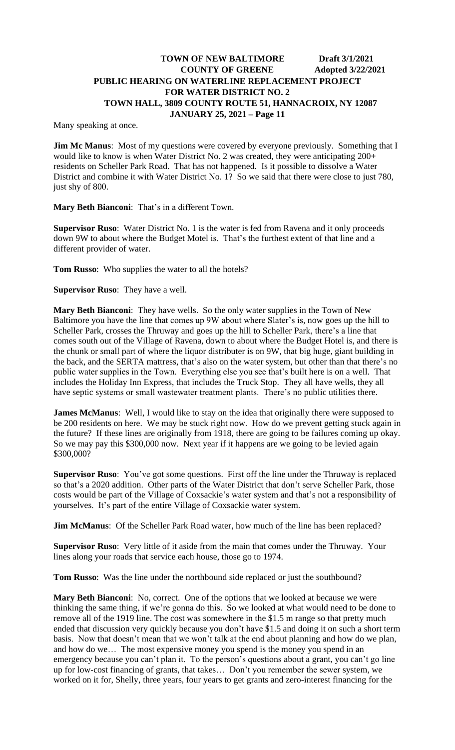Many speaking at once.

**Jim Mc Manus**: Most of my questions were covered by everyone previously. Something that I would like to know is when Water District No. 2 was created, they were anticipating 200+ residents on Scheller Park Road. That has not happened. Is it possible to dissolve a Water District and combine it with Water District No. 1? So we said that there were close to just 780, just shy of 800.

**Mary Beth Bianconi**: That's in a different Town.

**Supervisor Ruso**: Water District No. 1 is the water is fed from Ravena and it only proceeds down 9W to about where the Budget Motel is. That's the furthest extent of that line and a different provider of water.

**Tom Russo**: Who supplies the water to all the hotels?

**Supervisor Ruso**: They have a well.

**Mary Beth Bianconi**: They have wells. So the only water supplies in the Town of New Baltimore you have the line that comes up 9W about where Slater's is, now goes up the hill to Scheller Park, crosses the Thruway and goes up the hill to Scheller Park, there's a line that comes south out of the Village of Ravena, down to about where the Budget Hotel is, and there is the chunk or small part of where the liquor distributer is on 9W, that big huge, giant building in the back, and the SERTA mattress, that's also on the water system, but other than that there's no public water supplies in the Town. Everything else you see that's built here is on a well. That includes the Holiday Inn Express, that includes the Truck Stop. They all have wells, they all have septic systems or small wastewater treatment plants. There's no public utilities there.

**James McManus**: Well, I would like to stay on the idea that originally there were supposed to be 200 residents on here. We may be stuck right now. How do we prevent getting stuck again in the future? If these lines are originally from 1918, there are going to be failures coming up okay. So we may pay this \$300,000 now. Next year if it happens are we going to be levied again \$300,000?

**Supervisor Ruso**: You've got some questions. First off the line under the Thruway is replaced so that's a 2020 addition. Other parts of the Water District that don't serve Scheller Park, those costs would be part of the Village of Coxsackie's water system and that's not a responsibility of yourselves. It's part of the entire Village of Coxsackie water system.

**Jim McManus**: Of the Scheller Park Road water, how much of the line has been replaced?

**Supervisor Ruso**: Very little of it aside from the main that comes under the Thruway. Your lines along your roads that service each house, those go to 1974.

**Tom Russo**: Was the line under the northbound side replaced or just the southbound?

**Mary Beth Bianconi**: No, correct. One of the options that we looked at because we were thinking the same thing, if we're gonna do this. So we looked at what would need to be done to remove all of the 1919 line. The cost was somewhere in the \$1.5 m range so that pretty much ended that discussion very quickly because you don't have \$1.5 and doing it on such a short term basis. Now that doesn't mean that we won't talk at the end about planning and how do we plan, and how do we… The most expensive money you spend is the money you spend in an emergency because you can't plan it. To the person's questions about a grant, you can't go line up for low-cost financing of grants, that takes… Don't you remember the sewer system, we worked on it for, Shelly, three years, four years to get grants and zero-interest financing for the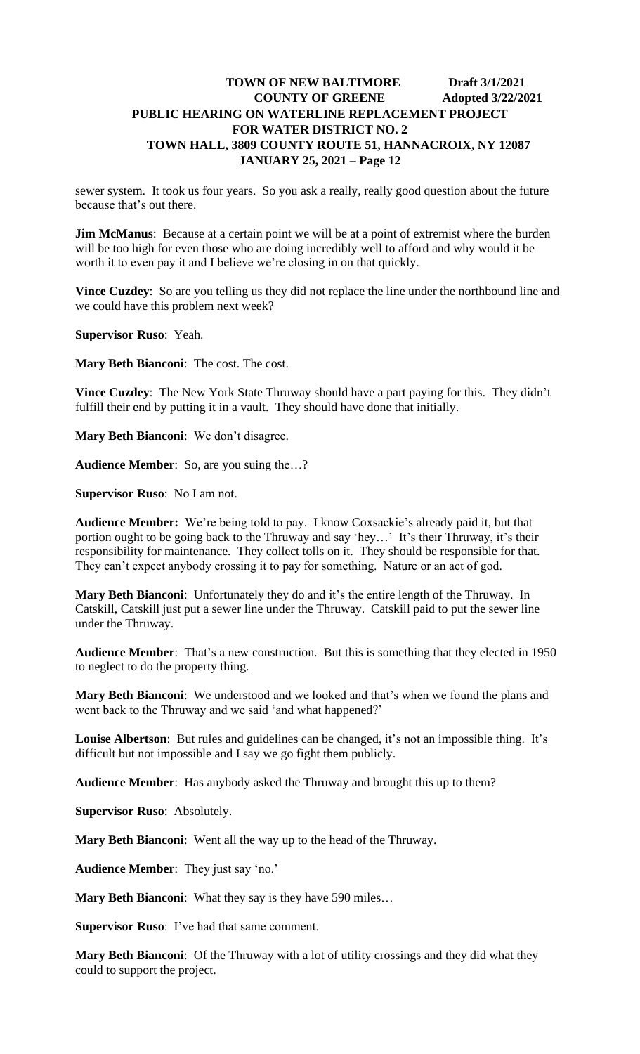sewer system. It took us four years. So you ask a really, really good question about the future because that's out there.

**Jim McManus**: Because at a certain point we will be at a point of extremist where the burden will be too high for even those who are doing incredibly well to afford and why would it be worth it to even pay it and I believe we're closing in on that quickly.

**Vince Cuzdey**: So are you telling us they did not replace the line under the northbound line and we could have this problem next week?

**Supervisor Ruso**: Yeah.

**Mary Beth Bianconi**: The cost. The cost.

**Vince Cuzdey**: The New York State Thruway should have a part paying for this. They didn't fulfill their end by putting it in a vault. They should have done that initially.

**Mary Beth Bianconi**: We don't disagree.

**Audience Member**: So, are you suing the…?

**Supervisor Ruso**: No I am not.

**Audience Member:** We're being told to pay. I know Coxsackie's already paid it, but that portion ought to be going back to the Thruway and say 'hey…' It's their Thruway, it's their responsibility for maintenance. They collect tolls on it. They should be responsible for that. They can't expect anybody crossing it to pay for something. Nature or an act of god.

**Mary Beth Bianconi**: Unfortunately they do and it's the entire length of the Thruway. In Catskill, Catskill just put a sewer line under the Thruway. Catskill paid to put the sewer line under the Thruway.

**Audience Member**: That's a new construction. But this is something that they elected in 1950 to neglect to do the property thing.

**Mary Beth Bianconi**: We understood and we looked and that's when we found the plans and went back to the Thruway and we said 'and what happened?'

**Louise Albertson**: But rules and guidelines can be changed, it's not an impossible thing. It's difficult but not impossible and I say we go fight them publicly.

**Audience Member**: Has anybody asked the Thruway and brought this up to them?

**Supervisor Ruso**: Absolutely.

**Mary Beth Bianconi**: Went all the way up to the head of the Thruway.

**Audience Member**: They just say 'no.'

**Mary Beth Bianconi**: What they say is they have 590 miles…

**Supervisor Ruso**: I've had that same comment.

**Mary Beth Bianconi**: Of the Thruway with a lot of utility crossings and they did what they could to support the project.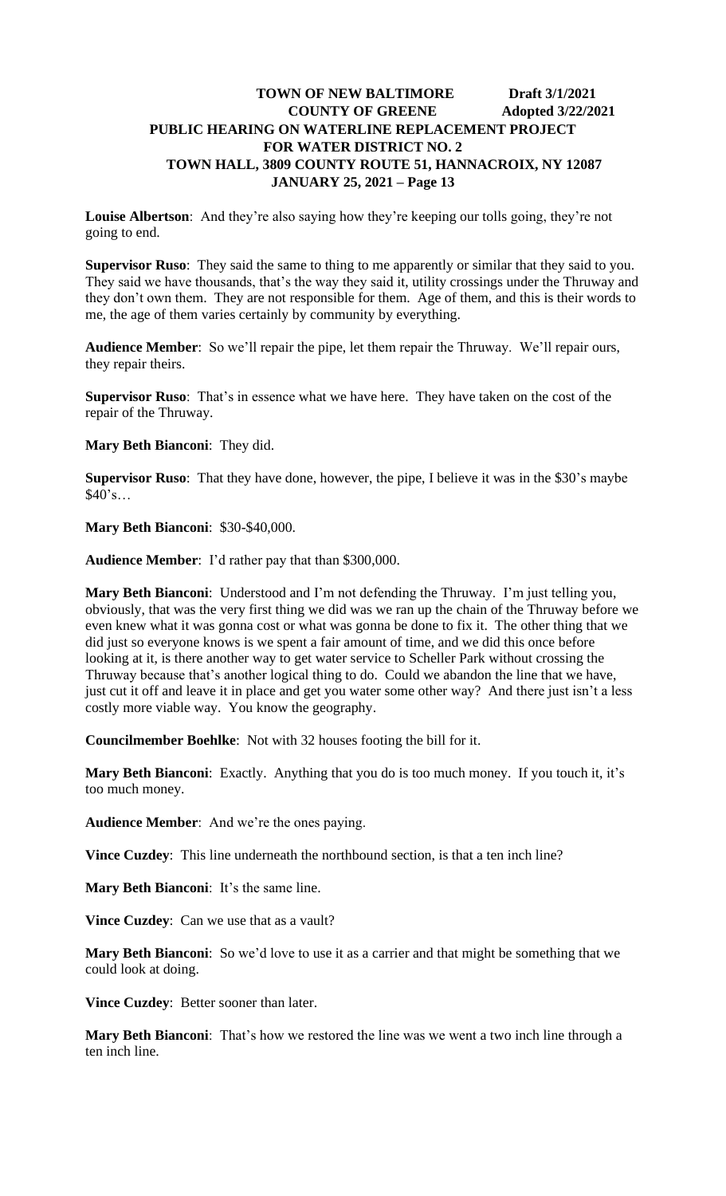**Louise Albertson**: And they're also saying how they're keeping our tolls going, they're not going to end.

**Supervisor Ruso**: They said the same to thing to me apparently or similar that they said to you. They said we have thousands, that's the way they said it, utility crossings under the Thruway and they don't own them. They are not responsible for them. Age of them, and this is their words to me, the age of them varies certainly by community by everything.

**Audience Member**: So we'll repair the pipe, let them repair the Thruway. We'll repair ours, they repair theirs.

**Supervisor Ruso**: That's in essence what we have here. They have taken on the cost of the repair of the Thruway.

**Mary Beth Bianconi**: They did.

**Supervisor Ruso**: That they have done, however, the pipe, I believe it was in the $30's maybe $40's…

**Mary Beth Bianconi**: $30-$40,000.

**Audience Member**: I'd rather pay that than $300,000.

**Mary Beth Bianconi**: Understood and I'm not defending the Thruway. I'm just telling you, obviously, that was the very first thing we did was we ran up the chain of the Thruway before we even knew what it was gonna cost or what was gonna be done to fix it. The other thing that we did just so everyone knows is we spent a fair amount of time, and we did this once before looking at it, is there another way to get water service to Scheller Park without crossing the Thruway because that's another logical thing to do. Could we abandon the line that we have, just cut it off and leave it in place and get you water some other way? And there just isn't a less costly more viable way. You know the geography.

**Councilmember Boehlke**: Not with 32 houses footing the bill for it.

**Mary Beth Bianconi**: Exactly. Anything that you do is too much money. If you touch it, it's too much money.

**Audience Member**: And we're the ones paying.

**Vince Cuzdey**: This line underneath the northbound section, is that a ten inch line?

**Mary Beth Bianconi**: It's the same line.

**Vince Cuzdey**: Can we use that as a vault?

**Mary Beth Bianconi**: So we'd love to use it as a carrier and that might be something that we could look at doing.

**Vince Cuzdey**: Better sooner than later.

**Mary Beth Bianconi**: That's how we restored the line was we went a two inch line through a ten inch line.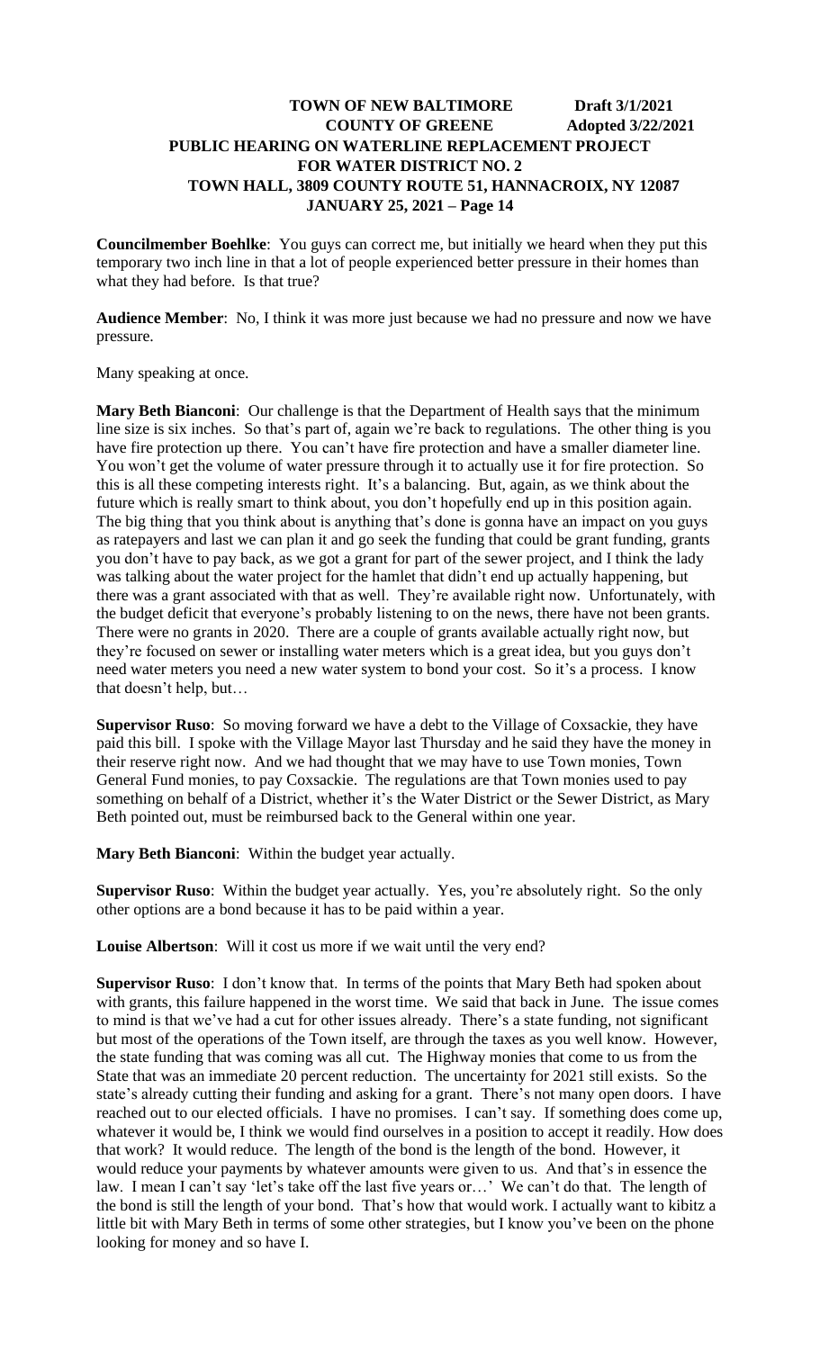**Councilmember Boehlke**: You guys can correct me, but initially we heard when they put this temporary two inch line in that a lot of people experienced better pressure in their homes than what they had before. Is that true?

**Audience Member**: No, I think it was more just because we had no pressure and now we have pressure.

Many speaking at once.

**Mary Beth Bianconi**: Our challenge is that the Department of Health says that the minimum line size is six inches. So that's part of, again we're back to regulations. The other thing is you have fire protection up there. You can't have fire protection and have a smaller diameter line. You won't get the volume of water pressure through it to actually use it for fire protection. So this is all these competing interests right. It's a balancing. But, again, as we think about the future which is really smart to think about, you don't hopefully end up in this position again. The big thing that you think about is anything that's done is gonna have an impact on you guys as ratepayers and last we can plan it and go seek the funding that could be grant funding, grants you don't have to pay back, as we got a grant for part of the sewer project, and I think the lady was talking about the water project for the hamlet that didn't end up actually happening, but there was a grant associated with that as well. They're available right now. Unfortunately, with the budget deficit that everyone's probably listening to on the news, there have not been grants. There were no grants in 2020. There are a couple of grants available actually right now, but they're focused on sewer or installing water meters which is a great idea, but you guys don't need water meters you need a new water system to bond your cost. So it's a process. I know that doesn't help, but…

**Supervisor Ruso**: So moving forward we have a debt to the Village of Coxsackie, they have paid this bill. I spoke with the Village Mayor last Thursday and he said they have the money in their reserve right now. And we had thought that we may have to use Town monies, Town General Fund monies, to pay Coxsackie. The regulations are that Town monies used to pay something on behalf of a District, whether it's the Water District or the Sewer District, as Mary Beth pointed out, must be reimbursed back to the General within one year.

**Mary Beth Bianconi**: Within the budget year actually.

**Supervisor Ruso**: Within the budget year actually. Yes, you're absolutely right. So the only other options are a bond because it has to be paid within a year.

**Louise Albertson**: Will it cost us more if we wait until the very end?

**Supervisor Ruso**: I don't know that. In terms of the points that Mary Beth had spoken about with grants, this failure happened in the worst time. We said that back in June. The issue comes to mind is that we've had a cut for other issues already. There's a state funding, not significant but most of the operations of the Town itself, are through the taxes as you well know. However, the state funding that was coming was all cut. The Highway monies that come to us from the State that was an immediate 20 percent reduction. The uncertainty for 2021 still exists. So the state's already cutting their funding and asking for a grant. There's not many open doors. I have reached out to our elected officials. I have no promises. I can't say. If something does come up, whatever it would be, I think we would find ourselves in a position to accept it readily. How does that work? It would reduce. The length of the bond is the length of the bond. However, it would reduce your payments by whatever amounts were given to us. And that's in essence the law. I mean I can't say 'let's take off the last five years or…' We can't do that. The length of the bond is still the length of your bond. That's how that would work. I actually want to kibitz a little bit with Mary Beth in terms of some other strategies, but I know you've been on the phone looking for money and so have I.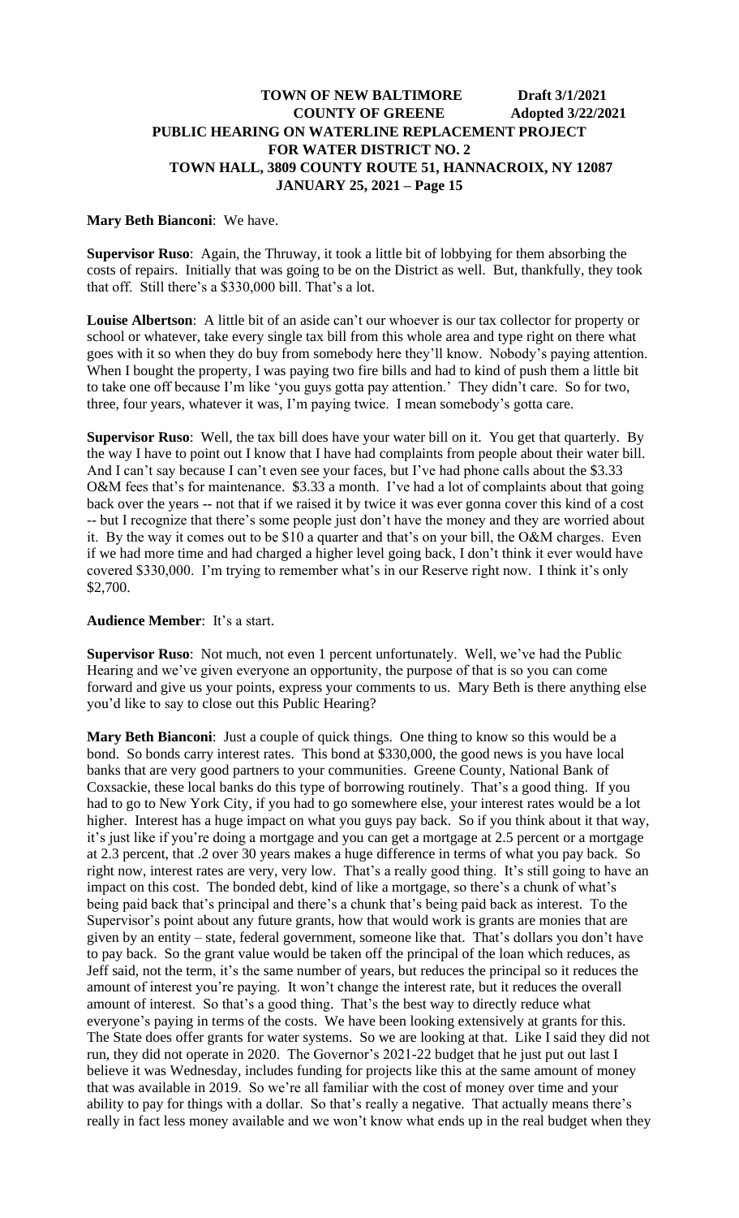**Mary Beth Bianconi**: We have.

**Supervisor Ruso**: Again, the Thruway, it took a little bit of lobbying for them absorbing the costs of repairs. Initially that was going to be on the District as well. But, thankfully, they took that off. Still there's a $330,000 bill. That's a lot.

**Louise Albertson**: A little bit of an aside can't our whoever is our tax collector for property or school or whatever, take every single tax bill from this whole area and type right on there what goes with it so when they do buy from somebody here they'll know. Nobody's paying attention. When I bought the property, I was paying two fire bills and had to kind of push them a little bit to take one off because I'm like 'you guys gotta pay attention.' They didn't care. So for two, three, four years, whatever it was, I'm paying twice. I mean somebody's gotta care.

**Supervisor Ruso**: Well, the tax bill does have your water bill on it. You get that quarterly. By the way I have to point out I know that I have had complaints from people about their water bill. And I can't say because I can't even see your faces, but I've had phone calls about the $3.33 O&M fees that's for maintenance. $3.33 a month. I've had a lot of complaints about that going back over the years -- not that if we raised it by twice it was ever gonna cover this kind of a cost -- but I recognize that there's some people just don't have the money and they are worried about it. By the way it comes out to be $10 a quarter and that's on your bill, the O&M charges. Even if we had more time and had charged a higher level going back, I don't think it ever would have covered $330,000. I'm trying to remember what's in our Reserve right now. I think it's only $2,700.

**Audience Member**: It's a start.

**Supervisor Ruso**: Not much, not even 1 percent unfortunately. Well, we've had the Public Hearing and we've given everyone an opportunity, the purpose of that is so you can come forward and give us your points, express your comments to us. Mary Beth is there anything else you'd like to say to close out this Public Hearing?

**Mary Beth Bianconi**: Just a couple of quick things. One thing to know so this would be a bond. So bonds carry interest rates. This bond at $330,000, the good news is you have local banks that are very good partners to your communities. Greene County, National Bank of Coxsackie, these local banks do this type of borrowing routinely. That's a good thing. If you had to go to New York City, if you had to go somewhere else, your interest rates would be a lot higher. Interest has a huge impact on what you guys pay back. So if you think about it that way, it's just like if you're doing a mortgage and you can get a mortgage at 2.5 percent or a mortgage at 2.3 percent, that .2 over 30 years makes a huge difference in terms of what you pay back. So right now, interest rates are very, very low. That's a really good thing. It's still going to have an impact on this cost. The bonded debt, kind of like a mortgage, so there's a chunk of what's being paid back that's principal and there's a chunk that's being paid back as interest. To the Supervisor's point about any future grants, how that would work is grants are monies that are given by an entity – state, federal government, someone like that. That's dollars you don't have to pay back. So the grant value would be taken off the principal of the loan which reduces, as Jeff said, not the term, it's the same number of years, but reduces the principal so it reduces the amount of interest you're paying. It won't change the interest rate, but it reduces the overall amount of interest. So that's a good thing. That's the best way to directly reduce what everyone's paying in terms of the costs. We have been looking extensively at grants for this. The State does offer grants for water systems. So we are looking at that. Like I said they did not run, they did not operate in 2020. The Governor's 2021-22 budget that he just put out last I believe it was Wednesday, includes funding for projects like this at the same amount of money that was available in 2019. So we're all familiar with the cost of money over time and your ability to pay for things with a dollar. So that's really a negative. That actually means there's really in fact less money available and we won't know what ends up in the real budget when they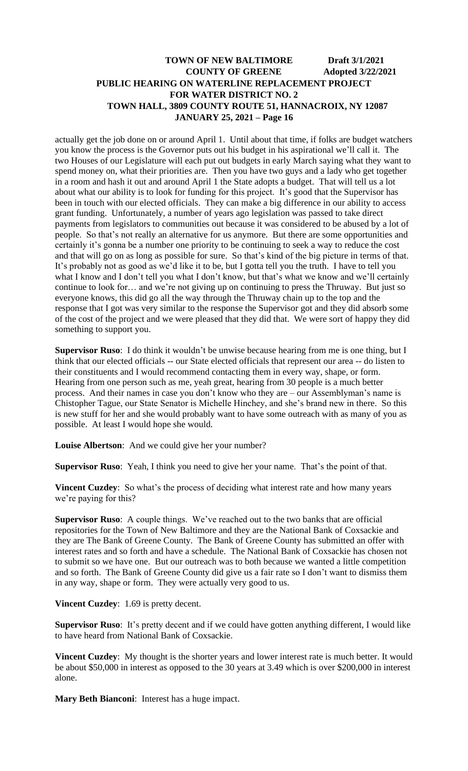actually get the job done on or around April 1. Until about that time, if folks are budget watchers you know the process is the Governor puts out his budget in his aspirational we'll call it. The two Houses of our Legislature will each put out budgets in early March saying what they want to spend money on, what their priorities are. Then you have two guys and a lady who get together in a room and hash it out and around April 1 the State adopts a budget. That will tell us a lot about what our ability is to look for funding for this project. It's good that the Supervisor has been in touch with our elected officials. They can make a big difference in our ability to access grant funding. Unfortunately, a number of years ago legislation was passed to take direct payments from legislators to communities out because it was considered to be abused by a lot of people. So that's not really an alternative for us anymore. But there are some opportunities and certainly it's gonna be a number one priority to be continuing to seek a way to reduce the cost and that will go on as long as possible for sure. So that's kind of the big picture in terms of that. It's probably not as good as we'd like it to be, but I gotta tell you the truth. I have to tell you what I know and I don't tell you what I don't know, but that's what we know and we'll certainly continue to look for… and we're not giving up on continuing to press the Thruway. But just so everyone knows, this did go all the way through the Thruway chain up to the top and the response that I got was very similar to the response the Supervisor got and they did absorb some of the cost of the project and we were pleased that they did that. We were sort of happy they did something to support you.

**Supervisor Ruso**: I do think it wouldn't be unwise because hearing from me is one thing, but I think that our elected officials -- our State elected officials that represent our area -- do listen to their constituents and I would recommend contacting them in every way, shape, or form. Hearing from one person such as me, yeah great, hearing from 30 people is a much better process. And their names in case you don't know who they are – our Assemblyman's name is Chistopher Tague, our State Senator is Michelle Hinchey, and she's brand new in there. So this is new stuff for her and she would probably want to have some outreach with as many of you as possible. At least I would hope she would.

**Louise Albertson**: And we could give her your number?

**Supervisor Ruso**: Yeah, I think you need to give her your name. That's the point of that.

**Vincent Cuzdey**: So what's the process of deciding what interest rate and how many years we're paying for this?

**Supervisor Ruso**: A couple things. We've reached out to the two banks that are official repositories for the Town of New Baltimore and they are the National Bank of Coxsackie and they are The Bank of Greene County. The Bank of Greene County has submitted an offer with interest rates and so forth and have a schedule. The National Bank of Coxsackie has chosen not to submit so we have one. But our outreach was to both because we wanted a little competition and so forth. The Bank of Greene County did give us a fair rate so I don't want to dismiss them in any way, shape or form. They were actually very good to us.

**Vincent Cuzdey**: 1.69 is pretty decent.

**Supervisor Ruso**: It's pretty decent and if we could have gotten anything different, I would like to have heard from National Bank of Coxsackie.

**Vincent Cuzdey**: My thought is the shorter years and lower interest rate is much better. It would be about $50,000 in interest as opposed to the 30 years at 3.49 which is over $200,000 in interest alone.

**Mary Beth Bianconi**: Interest has a huge impact.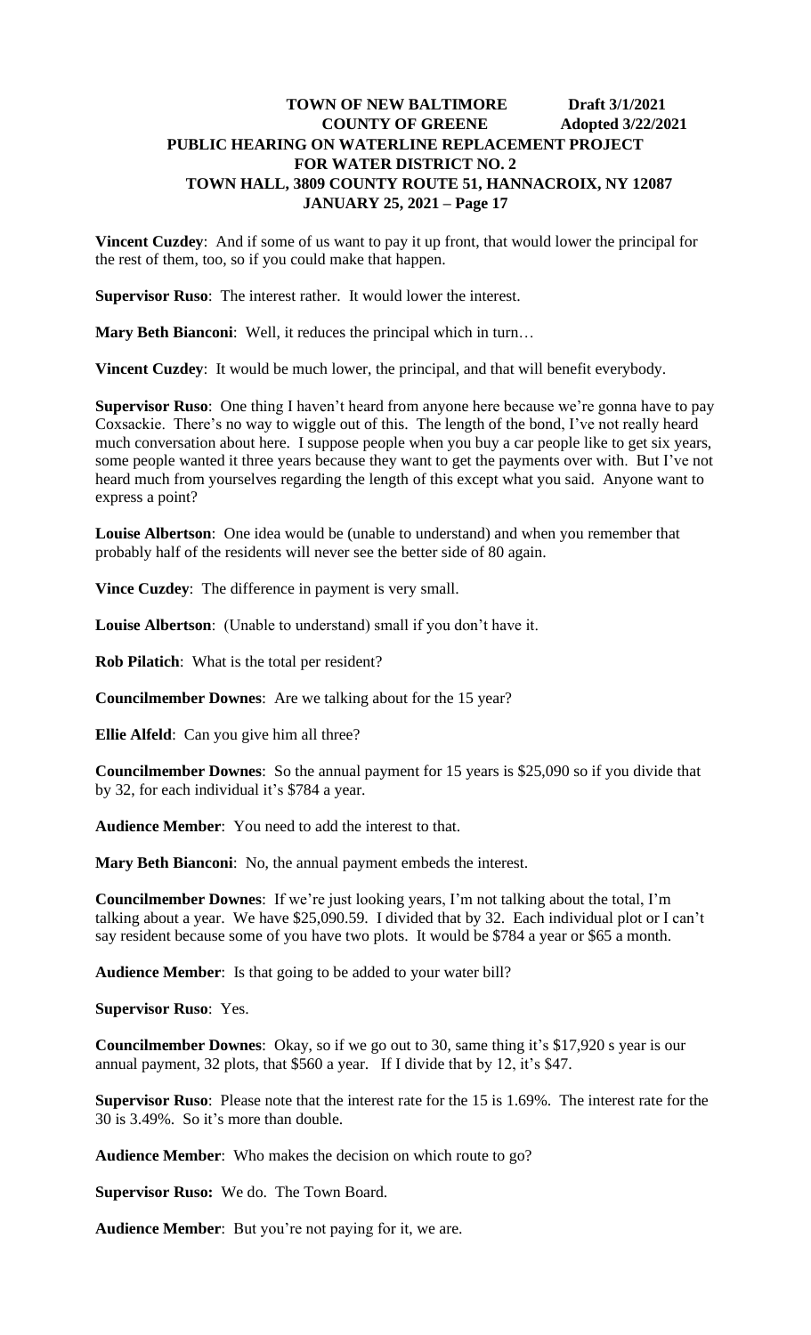**Vincent Cuzdey**: And if some of us want to pay it up front, that would lower the principal for the rest of them, too, so if you could make that happen.

**Supervisor Ruso**: The interest rather. It would lower the interest.

**Mary Beth Bianconi**: Well, it reduces the principal which in turn…

**Vincent Cuzdey**: It would be much lower, the principal, and that will benefit everybody.

**Supervisor Ruso**: One thing I haven't heard from anyone here because we're gonna have to pay Coxsackie. There's no way to wiggle out of this. The length of the bond, I've not really heard much conversation about here. I suppose people when you buy a car people like to get six years, some people wanted it three years because they want to get the payments over with. But I've not heard much from yourselves regarding the length of this except what you said. Anyone want to express a point?

**Louise Albertson**: One idea would be (unable to understand) and when you remember that probably half of the residents will never see the better side of 80 again.

**Vince Cuzdey**: The difference in payment is very small.

**Louise Albertson**: (Unable to understand) small if you don't have it.

**Rob Pilatich**: What is the total per resident?

**Councilmember Downes**: Are we talking about for the 15 year?

**Ellie Alfeld**: Can you give him all three?

**Councilmember Downes**: So the annual payment for 15 years is $25,090 so if you divide that by 32, for each individual it's $784 a year.

**Audience Member**: You need to add the interest to that.

**Mary Beth Bianconi**: No, the annual payment embeds the interest.

**Councilmember Downes**: If we're just looking years, I'm not talking about the total, I'm talking about a year. We have $25,090.59. I divided that by 32. Each individual plot or I can't say resident because some of you have two plots. It would be $784 a year or $65 a month.

**Audience Member**: Is that going to be added to your water bill?

**Supervisor Ruso**: Yes.

**Councilmember Downes**: Okay, so if we go out to 30, same thing it's $17,920 s year is our annual payment, 32 plots, that $560 a year. If I divide that by 12, it's $47.

**Supervisor Ruso**: Please note that the interest rate for the 15 is 1.69%. The interest rate for the 30 is 3.49%. So it's more than double.

**Audience Member**: Who makes the decision on which route to go?

**Supervisor Ruso:** We do. The Town Board.

**Audience Member**: But you're not paying for it, we are.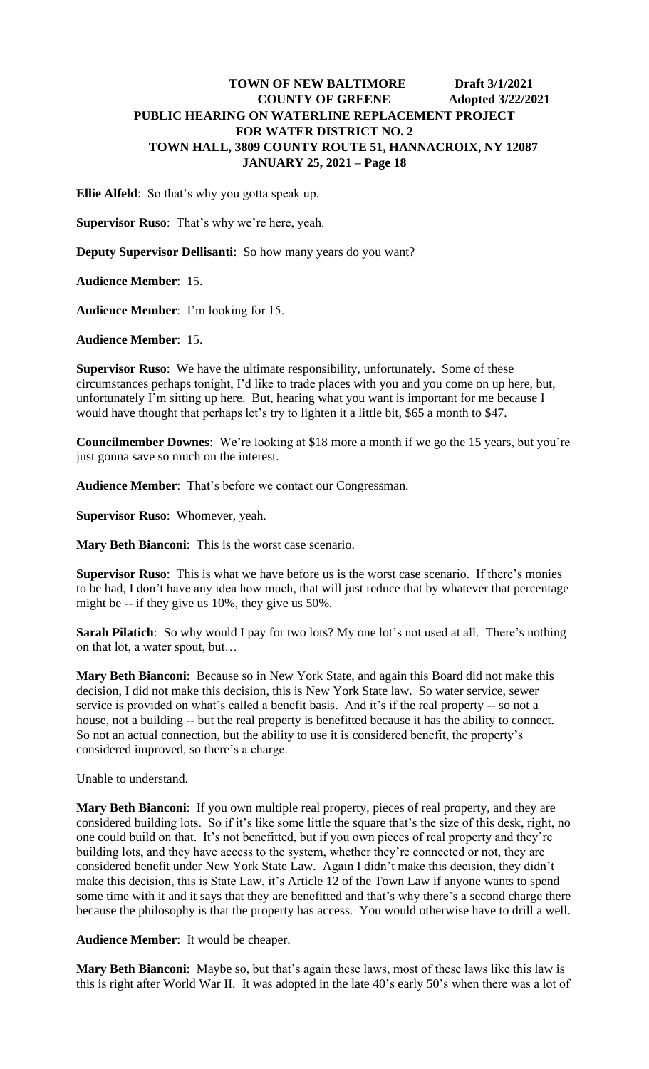**Ellie Alfeld**: So that's why you gotta speak up.

**Supervisor Ruso**: That's why we're here, yeah.

**Deputy Supervisor Dellisanti**: So how many years do you want?

**Audience Member**: 15.

**Audience Member**: I'm looking for 15.

**Audience Member**: 15.

**Supervisor Ruso**: We have the ultimate responsibility, unfortunately. Some of these circumstances perhaps tonight, I'd like to trade places with you and you come on up here, but, unfortunately I'm sitting up here. But, hearing what you want is important for me because I would have thought that perhaps let's try to lighten it a little bit, $65 a month to $47.

**Councilmember Downes**: We're looking at $18 more a month if we go the 15 years, but you're just gonna save so much on the interest.

**Audience Member**: That's before we contact our Congressman.

**Supervisor Ruso**: Whomever, yeah.

**Mary Beth Bianconi**: This is the worst case scenario.

**Supervisor Ruso**: This is what we have before us is the worst case scenario. If there's monies to be had, I don't have any idea how much, that will just reduce that by whatever that percentage might be -- if they give us 10%, they give us 50%.

**Sarah Pilatich**: So why would I pay for two lots? My one lot's not used at all. There's nothing on that lot, a water spout, but…

**Mary Beth Bianconi**: Because so in New York State, and again this Board did not make this decision, I did not make this decision, this is New York State law. So water service, sewer service is provided on what's called a benefit basis. And it's if the real property -- so not a house, not a building -- but the real property is benefitted because it has the ability to connect. So not an actual connection, but the ability to use it is considered benefit, the property's considered improved, so there's a charge.

Unable to understand.

**Mary Beth Bianconi**: If you own multiple real property, pieces of real property, and they are considered building lots. So if it's like some little the square that's the size of this desk, right, no one could build on that. It's not benefitted, but if you own pieces of real property and they're building lots, and they have access to the system, whether they're connected or not, they are considered benefit under New York State Law. Again I didn't make this decision, they didn't make this decision, this is State Law, it's Article 12 of the Town Law if anyone wants to spend some time with it and it says that they are benefitted and that's why there's a second charge there because the philosophy is that the property has access. You would otherwise have to drill a well.

**Audience Member**: It would be cheaper.

**Mary Beth Bianconi**: Maybe so, but that's again these laws, most of these laws like this law is this is right after World War II. It was adopted in the late 40's early 50's when there was a lot of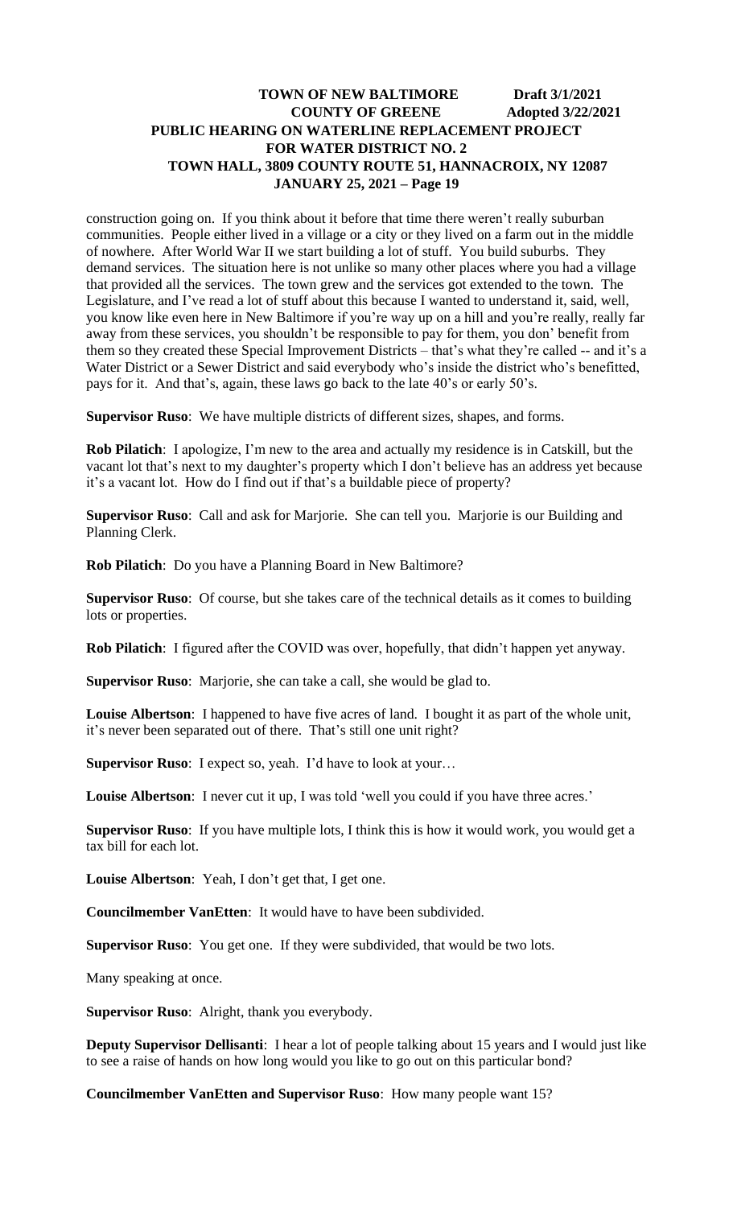construction going on. If you think about it before that time there weren't really suburban communities. People either lived in a village or a city or they lived on a farm out in the middle of nowhere. After World War II we start building a lot of stuff. You build suburbs. They demand services. The situation here is not unlike so many other places where you had a village that provided all the services. The town grew and the services got extended to the town. The Legislature, and I've read a lot of stuff about this because I wanted to understand it, said, well, you know like even here in New Baltimore if you're way up on a hill and you're really, really far away from these services, you shouldn't be responsible to pay for them, you don' benefit from them so they created these Special Improvement Districts – that's what they're called -- and it's a Water District or a Sewer District and said everybody who's inside the district who's benefitted, pays for it. And that's, again, these laws go back to the late 40's or early 50's.

**Supervisor Ruso**: We have multiple districts of different sizes, shapes, and forms.

**Rob Pilatich**: I apologize, I'm new to the area and actually my residence is in Catskill, but the vacant lot that's next to my daughter's property which I don't believe has an address yet because it's a vacant lot. How do I find out if that's a buildable piece of property?

**Supervisor Ruso**: Call and ask for Marjorie. She can tell you. Marjorie is our Building and Planning Clerk.

**Rob Pilatich**: Do you have a Planning Board in New Baltimore?

**Supervisor Ruso**: Of course, but she takes care of the technical details as it comes to building lots or properties.

**Rob Pilatich**: I figured after the COVID was over, hopefully, that didn't happen yet anyway.

**Supervisor Ruso**: Marjorie, she can take a call, she would be glad to.

**Louise Albertson**: I happened to have five acres of land. I bought it as part of the whole unit, it's never been separated out of there. That's still one unit right?

**Supervisor Ruso**: I expect so, yeah. I'd have to look at your…

**Louise Albertson**: I never cut it up, I was told 'well you could if you have three acres.'

**Supervisor Ruso**: If you have multiple lots, I think this is how it would work, you would get a tax bill for each lot.

**Louise Albertson**: Yeah, I don't get that, I get one.

**Councilmember VanEtten**: It would have to have been subdivided.

**Supervisor Ruso**: You get one. If they were subdivided, that would be two lots.

Many speaking at once.

**Supervisor Ruso**: Alright, thank you everybody.

**Deputy Supervisor Dellisanti**: I hear a lot of people talking about 15 years and I would just like to see a raise of hands on how long would you like to go out on this particular bond?

**Councilmember VanEtten and Supervisor Ruso**: How many people want 15?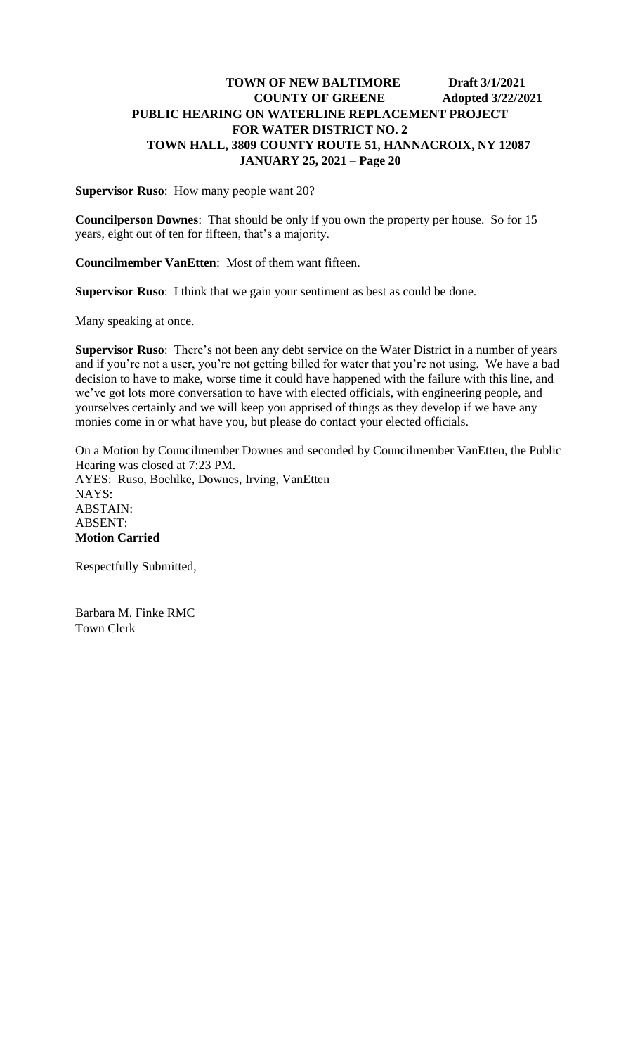**Supervisor Ruso**: How many people want 20?

**Councilperson Downes**: That should be only if you own the property per house. So for 15 years, eight out of ten for fifteen, that's a majority.

**Councilmember VanEtten**: Most of them want fifteen.

**Supervisor Ruso**: I think that we gain your sentiment as best as could be done.

Many speaking at once.

**Supervisor Ruso**: There's not been any debt service on the Water District in a number of years and if you're not a user, you're not getting billed for water that you're not using. We have a bad decision to have to make, worse time it could have happened with the failure with this line, and we've got lots more conversation to have with elected officials, with engineering people, and yourselves certainly and we will keep you apprised of things as they develop if we have any monies come in or what have you, but please do contact your elected officials.

On a Motion by Councilmember Downes and seconded by Councilmember VanEtten, the Public Hearing was closed at 7:23 PM.
AYES: Ruso, Boehlke, Downes, Irving, VanEtten
NAYS:
ABSTAIN:
ABSENT:
**Motion Carried**

Respectfully Submitted,

Barbara M. Finke RMC
Town Clerk